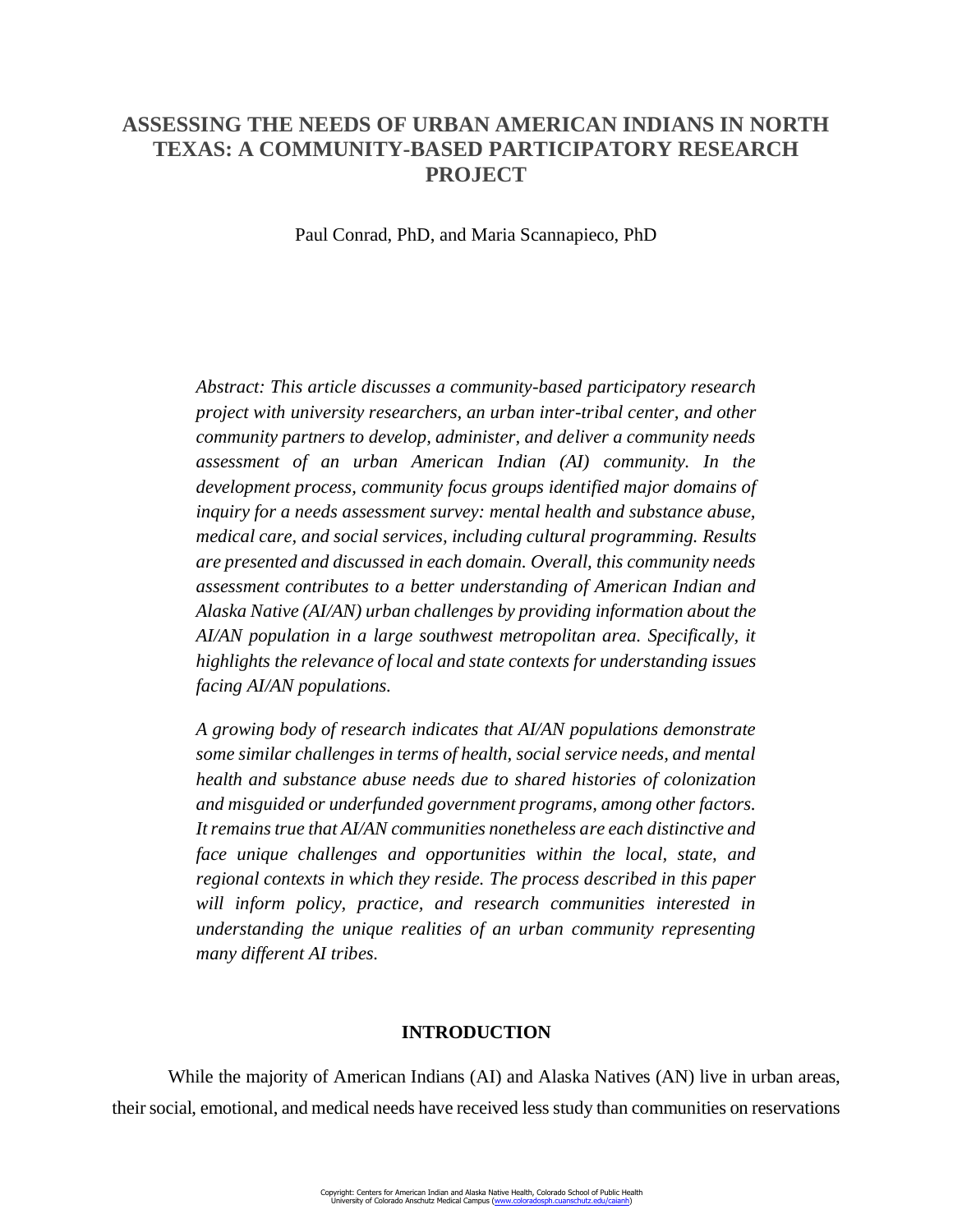# ASSESSING THE NEEDS OF URBAN AMERICAN INDIANS IN NORTH TEXAS: A COMMUNITY-BASED PARTICIPATORY RESEARCH PROJECT

Paul Conrad, PhD, and Maria Scannapieco, PhD

*Abstract: This article discusses a community-based participatory research project with university researchers, an urban inter-tribal center, and other community partners to develop, administer, and deliver a community needs assessment of an urban American Indian (AI) community. In the development process, community focus groups identified major domains of inquiry for a needs assessment survey: mental health and substance abuse, medical care, and social services, including cultural programming. Results are presented and discussed in each domain. Overall, this community needs assessment contributes to a better understanding of American Indian and Alaska Native (AI/AN) urban challenges by providing information about the AI/AN population in a large southwest metropolitan area. Specifically, it highlights the relevance of local and state contexts for understanding issues facing AI/AN populations.*

*A growing body of research indicates that AI/AN populations demonstrate some similar challenges in terms of health, social service needs, and mental health and substance abuse needs due to shared histories of colonization and misguided or underfunded government programs, among other factors. It remains true that AI/AN communities nonetheless are each distinctive and face unique challenges and opportunities within the local, state, and regional contexts in which they reside. The process described in this paper will inform policy, practice, and research communities interested in understanding the unique realities of an urban community representing many different AI tribes.*

## INTRODUCTION

While the majority of American Indians (AI) and Alaska Natives (AN) live in urban areas, their social, emotional, and medical needs have received less study than communities on reservations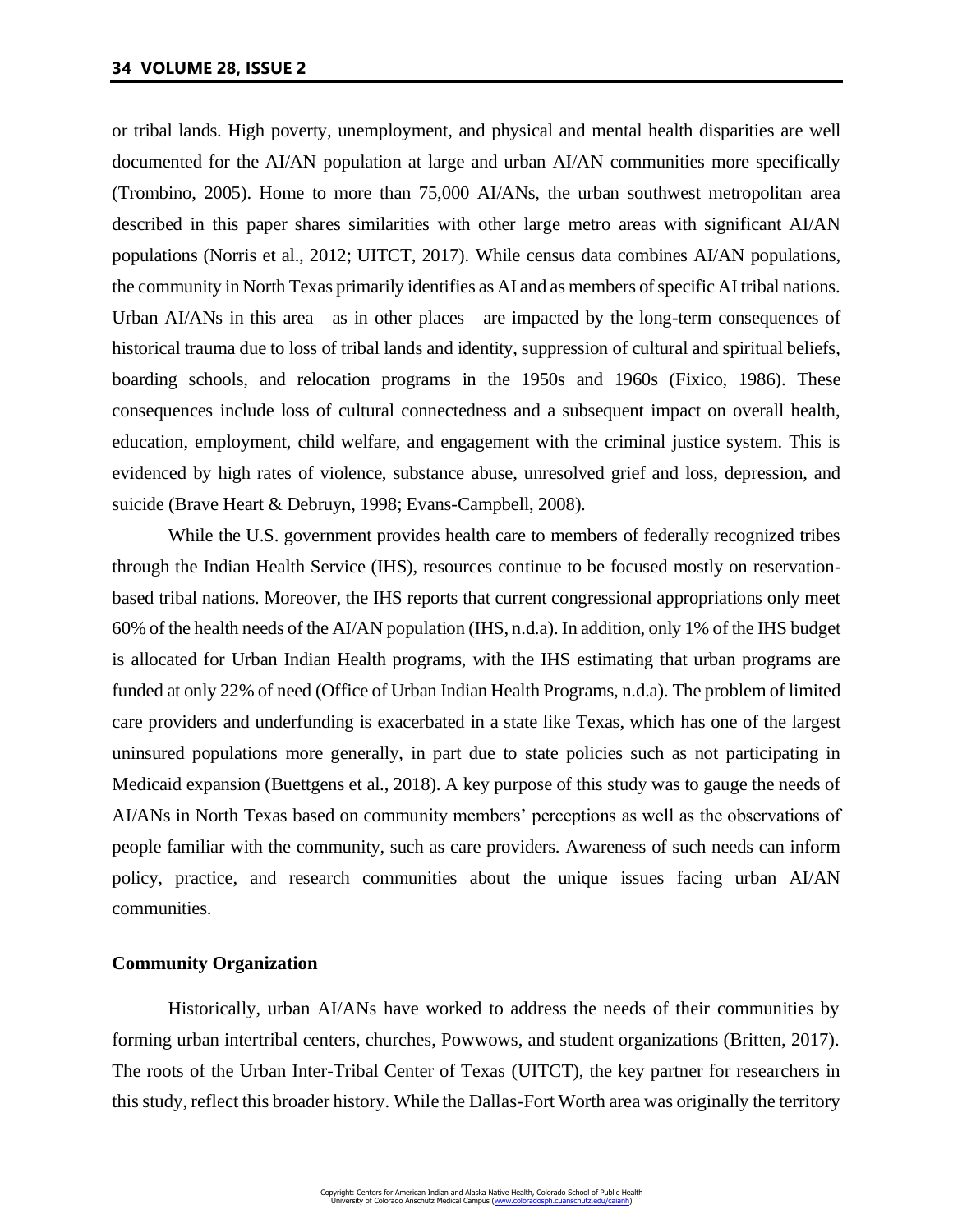or tribal lands. High poverty, unemployment, and physical and mental health disparities are well documented for the AI/AN population at large and urban AI/AN communities more specifically (Trombino, 2005). Home to more than 75,000 AI/ANs, the urban southwest metropolitan area described in this paper shares similarities with other large metro areas with significant AI/AN populations (Norris et al., 2012; UITCT, 2017). While census data combines AI/AN populations, the community in North Texas primarily identifies as AI and as members of specific AI tribal nations. Urban AI/ANs in this area—as in other places—are impacted by the long-term consequences of historical trauma due to loss of tribal lands and identity, suppression of cultural and spiritual beliefs, boarding schools, and relocation programs in the 1950s and 1960s (Fixico, 1986). These consequences include loss of cultural connectedness and a subsequent impact on overall health, education, employment, child welfare, and engagement with the criminal justice system. This is evidenced by high rates of violence, substance abuse, unresolved grief and loss, depression, and suicide (Brave Heart & Debruyn, 1998; Evans-Campbell, 2008).

While the U.S. government provides health care to members of federally recognized tribes through the Indian Health Service (IHS), resources continue to be focused mostly on reservation-based tribal nations. Moreover, the IHS reports that current congressional appropriations only meet 60% of the health needs of the AI/AN population (IHS, n.d.a). In addition, only 1% of the IHS budget is allocated for Urban Indian Health programs, with the IHS estimating that urban programs are funded at only 22% of need (Office of Urban Indian Health Programs, n.d.a). The problem of limited care providers and underfunding is exacerbated in a state like Texas, which has one of the largest uninsured populations more generally, in part due to state policies such as not participating in Medicaid expansion (Buettgens et al., 2018). A key purpose of this study was to gauge the needs of AI/ANs in North Texas based on community members' perceptions as well as the observations of people familiar with the community, such as care providers. Awareness of such needs can inform policy, practice, and research communities about the unique issues facing urban AI/AN communities.

### Community Organization

Historically, urban AI/ANs have worked to address the needs of their communities by forming urban intertribal centers, churches, Powwows, and student organizations (Britten, 2017). The roots of the Urban Inter-Tribal Center of Texas (UITCT), the key partner for researchers in this study, reflect this broader history. While the Dallas-Fort Worth area was originally the territory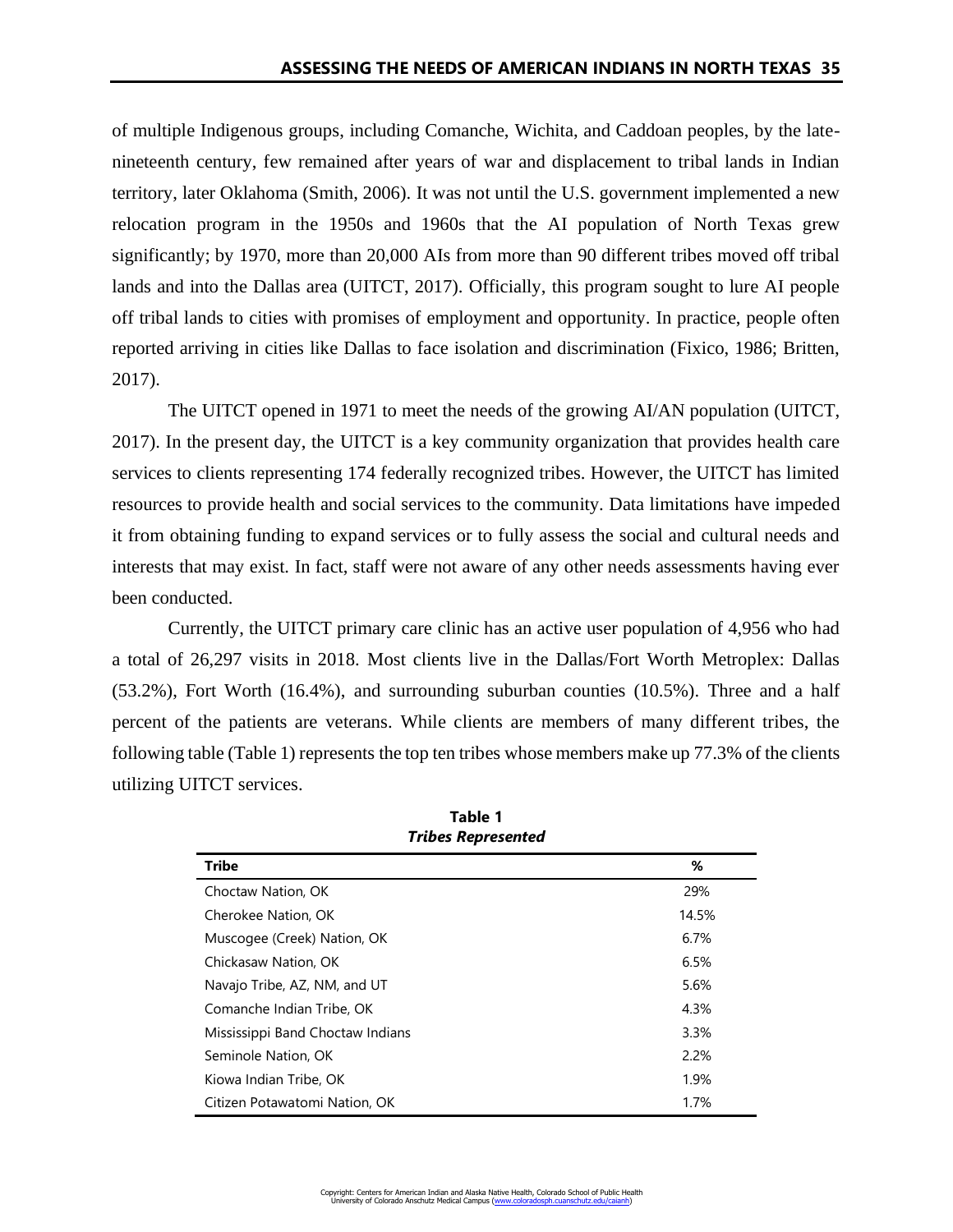of multiple Indigenous groups, including Comanche, Wichita, and Caddoan peoples, by the late-nineteenth century, few remained after years of war and displacement to tribal lands in Indian territory, later Oklahoma (Smith, 2006). It was not until the U.S. government implemented a new relocation program in the 1950s and 1960s that the AI population of North Texas grew significantly; by 1970, more than 20,000 AIs from more than 90 different tribes moved off tribal lands and into the Dallas area (UITCT, 2017). Officially, this program sought to lure AI people off tribal lands to cities with promises of employment and opportunity. In practice, people often reported arriving in cities like Dallas to face isolation and discrimination (Fixico, 1986; Britten, 2017).

The UITCT opened in 1971 to meet the needs of the growing AI/AN population (UITCT, 2017). In the present day, the UITCT is a key community organization that provides health care services to clients representing 174 federally recognized tribes. However, the UITCT has limited resources to provide health and social services to the community. Data limitations have impeded it from obtaining funding to expand services or to fully assess the social and cultural needs and interests that may exist. In fact, staff were not aware of any other needs assessments having ever been conducted.

Currently, the UITCT primary care clinic has an active user population of 4,956 who had a total of 26,297 visits in 2018. Most clients live in the Dallas/Fort Worth Metroplex: Dallas (53.2%), Fort Worth (16.4%), and surrounding suburban counties (10.5%). Three and a half percent of the patients are veterans. While clients are members of many different tribes, the following table (Table 1) represents the top ten tribes whose members make up 77.3% of the clients utilizing UITCT services.

**Table 1**
***Tribes Represented***

| Tribe | % |
|---|---|
| Choctaw Nation, OK | 29% |
| Cherokee Nation, OK | 14.5% |
| Muscogee (Creek) Nation, OK | 6.7% |
| Chickasaw Nation, OK | 6.5% |
| Navajo Tribe, AZ, NM, and UT | 5.6% |
| Comanche Indian Tribe, OK | 4.3% |
| Mississippi Band Choctaw Indians | 3.3% |
| Seminole Nation, OK | 2.2% |
| Kiowa Indian Tribe, OK | 1.9% |
| Citizen Potawatomi Nation, OK | 1.7% |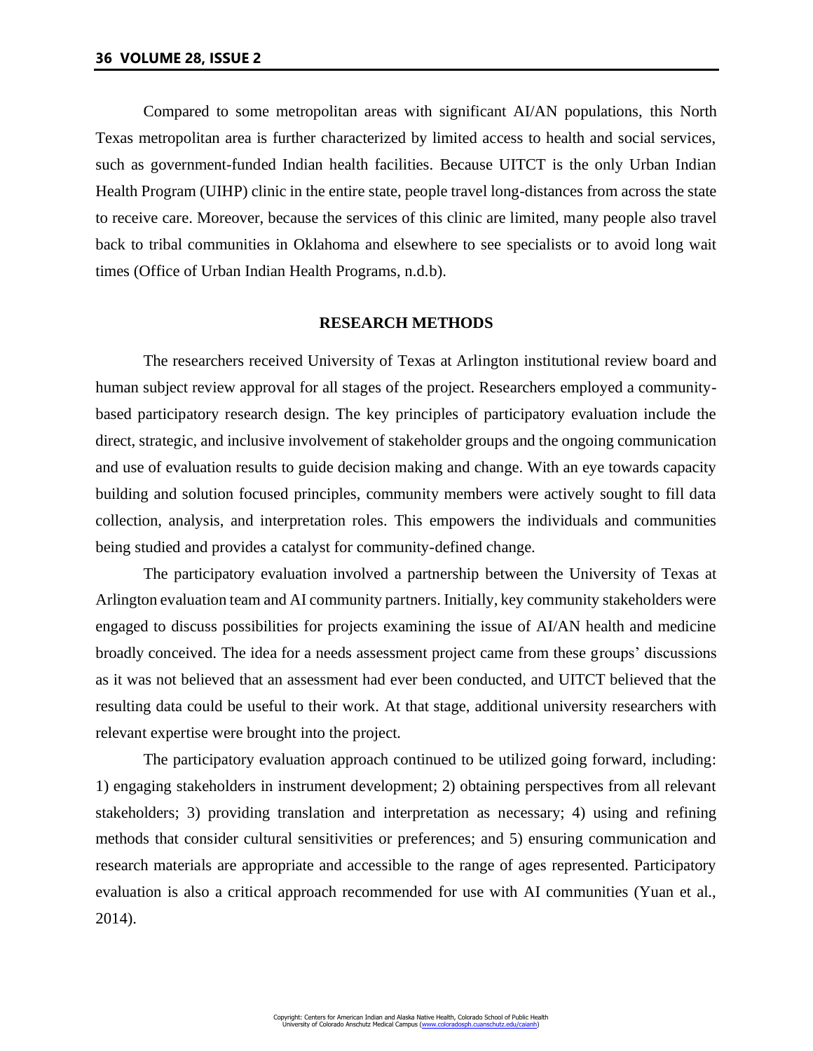Compared to some metropolitan areas with significant AI/AN populations, this North Texas metropolitan area is further characterized by limited access to health and social services, such as government-funded Indian health facilities. Because UITCT is the only Urban Indian Health Program (UIHP) clinic in the entire state, people travel long-distances from across the state to receive care. Moreover, because the services of this clinic are limited, many people also travel back to tribal communities in Oklahoma and elsewhere to see specialists or to avoid long wait times (Office of Urban Indian Health Programs, n.d.b).

## RESEARCH METHODS

The researchers received University of Texas at Arlington institutional review board and human subject review approval for all stages of the project. Researchers employed a community-based participatory research design. The key principles of participatory evaluation include the direct, strategic, and inclusive involvement of stakeholder groups and the ongoing communication and use of evaluation results to guide decision making and change. With an eye towards capacity building and solution focused principles, community members were actively sought to fill data collection, analysis, and interpretation roles. This empowers the individuals and communities being studied and provides a catalyst for community-defined change.

The participatory evaluation involved a partnership between the University of Texas at Arlington evaluation team and AI community partners. Initially, key community stakeholders were engaged to discuss possibilities for projects examining the issue of AI/AN health and medicine broadly conceived. The idea for a needs assessment project came from these groups' discussions as it was not believed that an assessment had ever been conducted, and UITCT believed that the resulting data could be useful to their work. At that stage, additional university researchers with relevant expertise were brought into the project.

The participatory evaluation approach continued to be utilized going forward, including: 1) engaging stakeholders in instrument development; 2) obtaining perspectives from all relevant stakeholders; 3) providing translation and interpretation as necessary; 4) using and refining methods that consider cultural sensitivities or preferences; and 5) ensuring communication and research materials are appropriate and accessible to the range of ages represented. Participatory evaluation is also a critical approach recommended for use with AI communities (Yuan et al., 2014).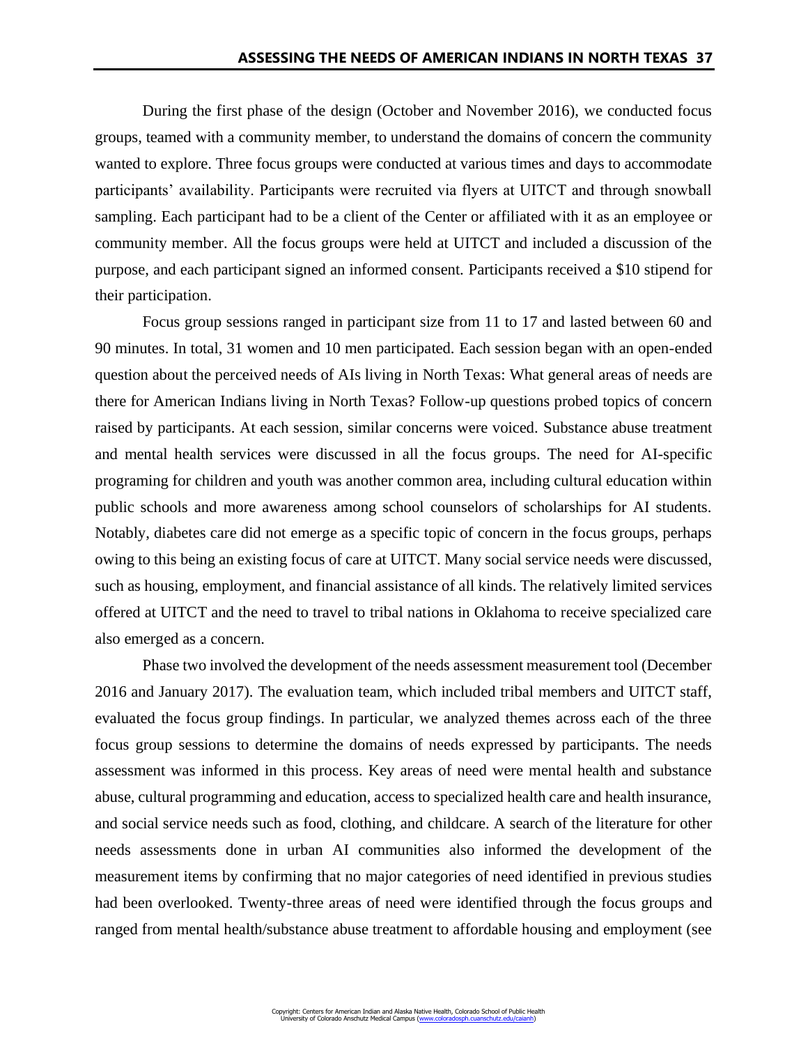During the first phase of the design (October and November 2016), we conducted focus groups, teamed with a community member, to understand the domains of concern the community wanted to explore. Three focus groups were conducted at various times and days to accommodate participants' availability. Participants were recruited via flyers at UITCT and through snowball sampling. Each participant had to be a client of the Center or affiliated with it as an employee or community member. All the focus groups were held at UITCT and included a discussion of the purpose, and each participant signed an informed consent. Participants received a $10 stipend for their participation.

Focus group sessions ranged in participant size from 11 to 17 and lasted between 60 and 90 minutes. In total, 31 women and 10 men participated. Each session began with an open-ended question about the perceived needs of AIs living in North Texas: What general areas of needs are there for American Indians living in North Texas? Follow-up questions probed topics of concern raised by participants. At each session, similar concerns were voiced. Substance abuse treatment and mental health services were discussed in all the focus groups. The need for AI-specific programing for children and youth was another common area, including cultural education within public schools and more awareness among school counselors of scholarships for AI students. Notably, diabetes care did not emerge as a specific topic of concern in the focus groups, perhaps owing to this being an existing focus of care at UITCT. Many social service needs were discussed, such as housing, employment, and financial assistance of all kinds. The relatively limited services offered at UITCT and the need to travel to tribal nations in Oklahoma to receive specialized care also emerged as a concern.

Phase two involved the development of the needs assessment measurement tool (December 2016 and January 2017). The evaluation team, which included tribal members and UITCT staff, evaluated the focus group findings. In particular, we analyzed themes across each of the three focus group sessions to determine the domains of needs expressed by participants. The needs assessment was informed in this process. Key areas of need were mental health and substance abuse, cultural programming and education, access to specialized health care and health insurance, and social service needs such as food, clothing, and childcare. A search of the literature for other needs assessments done in urban AI communities also informed the development of the measurement items by confirming that no major categories of need identified in previous studies had been overlooked. Twenty-three areas of need were identified through the focus groups and ranged from mental health/substance abuse treatment to affordable housing and employment (see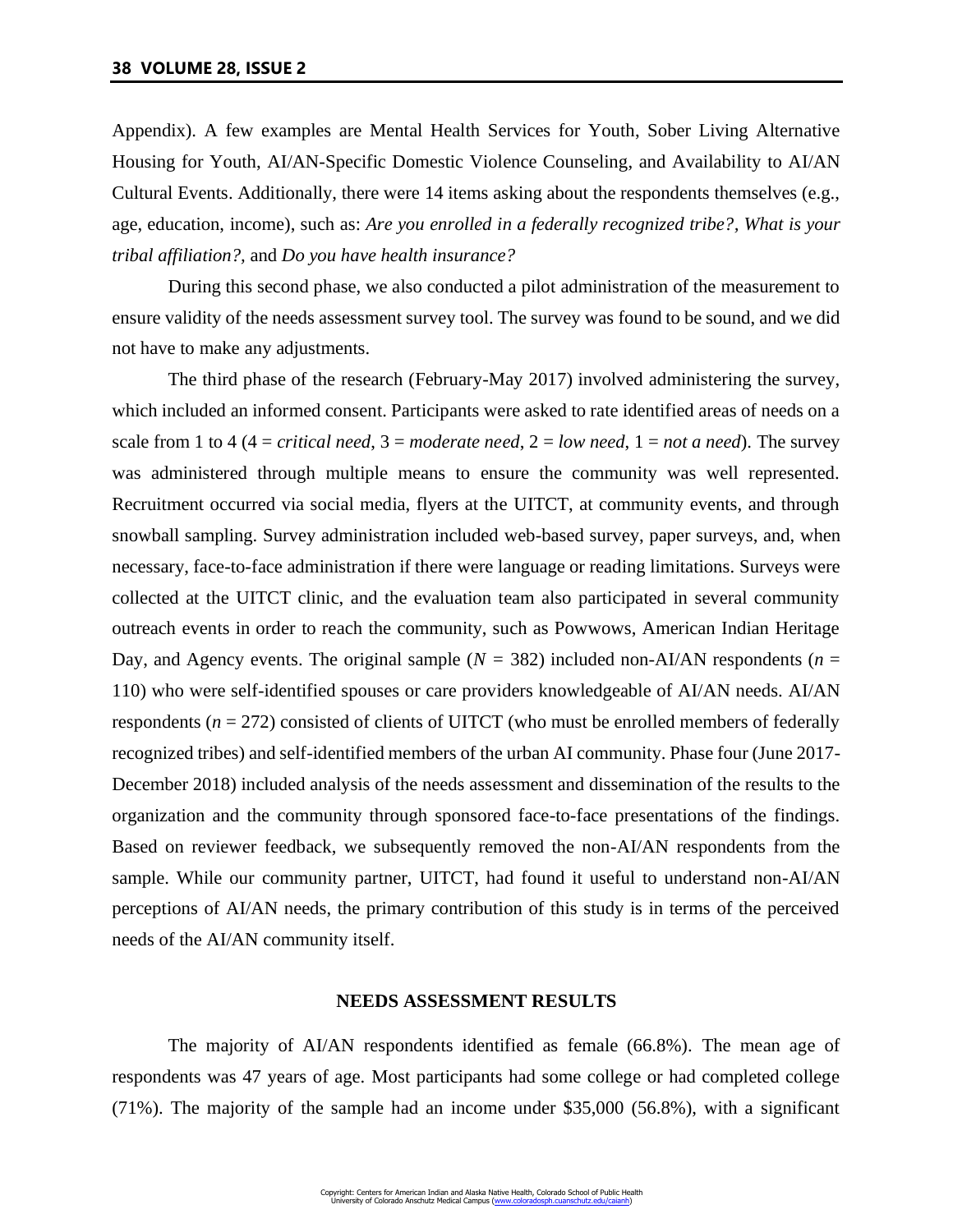Appendix). A few examples are Mental Health Services for Youth, Sober Living Alternative Housing for Youth, AI/AN-Specific Domestic Violence Counseling, and Availability to AI/AN Cultural Events. Additionally, there were 14 items asking about the respondents themselves (e.g., age, education, income), such as: *Are you enrolled in a federally recognized tribe?, What is your tribal affiliation?,* and *Do you have health insurance?*

During this second phase, we also conducted a pilot administration of the measurement to ensure validity of the needs assessment survey tool. The survey was found to be sound, and we did not have to make any adjustments.

The third phase of the research (February-May 2017) involved administering the survey, which included an informed consent. Participants were asked to rate identified areas of needs on a scale from 1 to 4 (4 = *critical need*, 3 = *moderate need*, 2 = *low need*, 1 = *not a need*). The survey was administered through multiple means to ensure the community was well represented. Recruitment occurred via social media, flyers at the UITCT, at community events, and through snowball sampling. Survey administration included web-based survey, paper surveys, and, when necessary, face-to-face administration if there were language or reading limitations. Surveys were collected at the UITCT clinic, and the evaluation team also participated in several community outreach events in order to reach the community, such as Powwows, American Indian Heritage Day, and Agency events. The original sample ($N$ = 382) included non-AI/AN respondents ($n$ = 110) who were self-identified spouses or care providers knowledgeable of AI/AN needs. AI/AN respondents ($n$ = 272) consisted of clients of UITCT (who must be enrolled members of federally recognized tribes) and self-identified members of the urban AI community. Phase four (June 2017-December 2018) included analysis of the needs assessment and dissemination of the results to the organization and the community through sponsored face-to-face presentations of the findings. Based on reviewer feedback, we subsequently removed the non-AI/AN respondents from the sample. While our community partner, UITCT, had found it useful to understand non-AI/AN perceptions of AI/AN needs, the primary contribution of this study is in terms of the perceived needs of the AI/AN community itself.

## NEEDS ASSESSMENT RESULTS

The majority of AI/AN respondents identified as female (66.8%). The mean age of respondents was 47 years of age. Most participants had some college or had completed college (71%). The majority of the sample had an income under $35,000 (56.8%), with a significant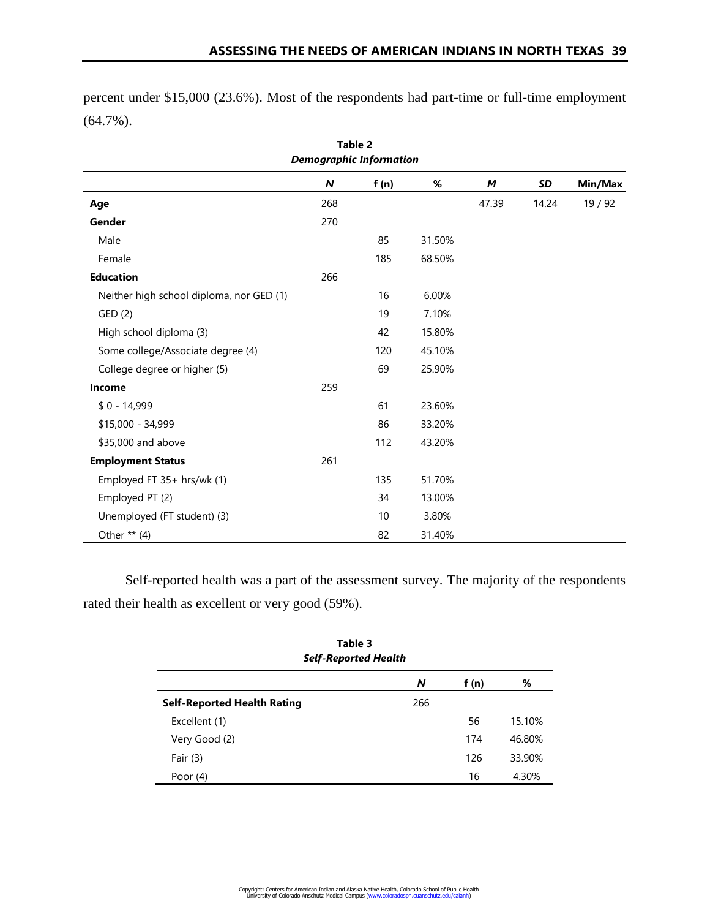percent under $15,000 (23.6%). Most of the respondents had part-time or full-time employment (64.7%).

**Table 2**
***Demographic Information***

| | *N* | f (n) | % | *M* | *SD* | Min/Max |
|---|---|---|---|---|---|---|
| **Age** | 268 | | | 47.39 | 14.24 | 19 / 92 |
| **Gender** | 270 | | | | | |
| Male | | 85 | 31.50% | | | |
| Female | | 185 | 68.50% | | | |
| **Education** | 266 | | | | | |
| Neither high school diploma, nor GED (1) | | 16 | 6.00% | | | |
| GED (2) | | 19 | 7.10% | | | |
| High school diploma (3) | | 42 | 15.80% | | | |
| Some college/Associate degree (4) | | 120 | 45.10% | | | |
| College degree or higher (5) | | 69 | 25.90% | | | |
| **Income** | 259 | | | | | |
| $ 0 - 14,999 | | 61 | 23.60% | | | |
| $15,000 - 34,999 | | 86 | 33.20% | | | |
| $35,000 and above | | 112 | 43.20% | | | |
| **Employment Status** | 261 | | | | | |
| Employed FT 35+ hrs/wk (1) | | 135 | 51.70% | | | |
| Employed PT (2) | | 34 | 13.00% | | | |
| Unemployed (FT student) (3) | | 10 | 3.80% | | | |
| Other ** (4) | | 82 | 31.40% | | | |

Self-reported health was a part of the assessment survey. The majority of the respondents rated their health as excellent or very good (59%).

**Table 3**
***Self-Reported Health***

| | *N* | f (n) | % |
|---|---|---|---|
| **Self-Reported Health Rating** | 266 | | |
| Excellent (1) | | 56 | 15.10% |
| Very Good (2) | | 174 | 46.80% |
| Fair (3) | | 126 | 33.90% |
| Poor (4) | | 16 | 4.30% |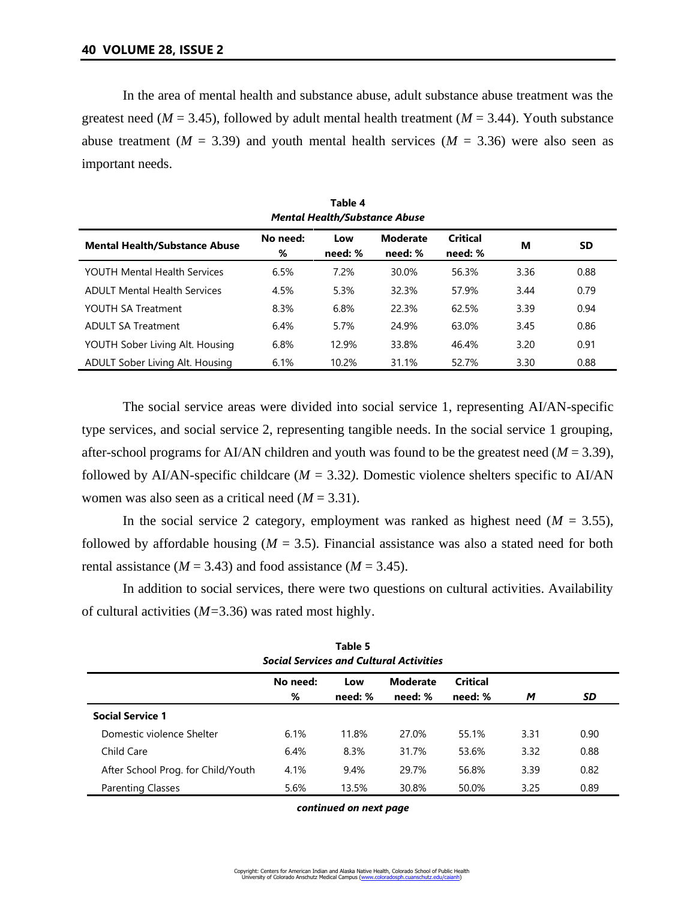In the area of mental health and substance abuse, adult substance abuse treatment was the greatest need ($M$ = 3.45), followed by adult mental health treatment ($M$ = 3.44). Youth substance abuse treatment ($M$ = 3.39) and youth mental health services ($M$ = 3.36) were also seen as important needs.

**Table 4**
***Mental Health/Substance Abuse***

| Mental Health/Substance Abuse | No need: % | Low need: % | Moderate need: % | Critical need: % | M | SD |
|---|---|---|---|---|---|---|
| YOUTH Mental Health Services | 6.5% | 7.2% | 30.0% | 56.3% | 3.36 | 0.88 |
| ADULT Mental Health Services | 4.5% | 5.3% | 32.3% | 57.9% | 3.44 | 0.79 |
| YOUTH SA Treatment | 8.3% | 6.8% | 22.3% | 62.5% | 3.39 | 0.94 |
| ADULT SA Treatment | 6.4% | 5.7% | 24.9% | 63.0% | 3.45 | 0.86 |
| YOUTH Sober Living Alt. Housing | 6.8% | 12.9% | 33.8% | 46.4% | 3.20 | 0.91 |
| ADULT Sober Living Alt. Housing | 6.1% | 10.2% | 31.1% | 52.7% | 3.30 | 0.88 |

The social service areas were divided into social service 1, representing AI/AN-specific type services, and social service 2, representing tangible needs. In the social service 1 grouping, after-school programs for AI/AN children and youth was found to be the greatest need ($M$ = 3.39), followed by AI/AN-specific childcare ($M$ = 3.32). Domestic violence shelters specific to AI/AN women was also seen as a critical need ($M$ = 3.31).

In the social service 2 category, employment was ranked as highest need ($M$ = 3.55), followed by affordable housing ($M$ = 3.5). Financial assistance was also a stated need for both rental assistance ($M$ = 3.43) and food assistance ($M$ = 3.45).

In addition to social services, there were two questions on cultural activities. Availability of cultural activities ($M$=3.36) was rated most highly.

**Table 5**
***Social Services and Cultural Activities***

| | No need: % | Low need: % | Moderate need: % | Critical need: % | *M* | *SD* |
|---|---|---|---|---|---|---|
| **Social Service 1** | | | | | | |
| Domestic violence Shelter | 6.1% | 11.8% | 27.0% | 55.1% | 3.31 | 0.90 |
| Child Care | 6.4% | 8.3% | 31.7% | 53.6% | 3.32 | 0.88 |
| After School Prog. for Child/Youth | 4.1% | 9.4% | 29.7% | 56.8% | 3.39 | 0.82 |
| Parenting Classes | 5.6% | 13.5% | 30.8% | 50.0% | 3.25 | 0.89 |

***continued on next page***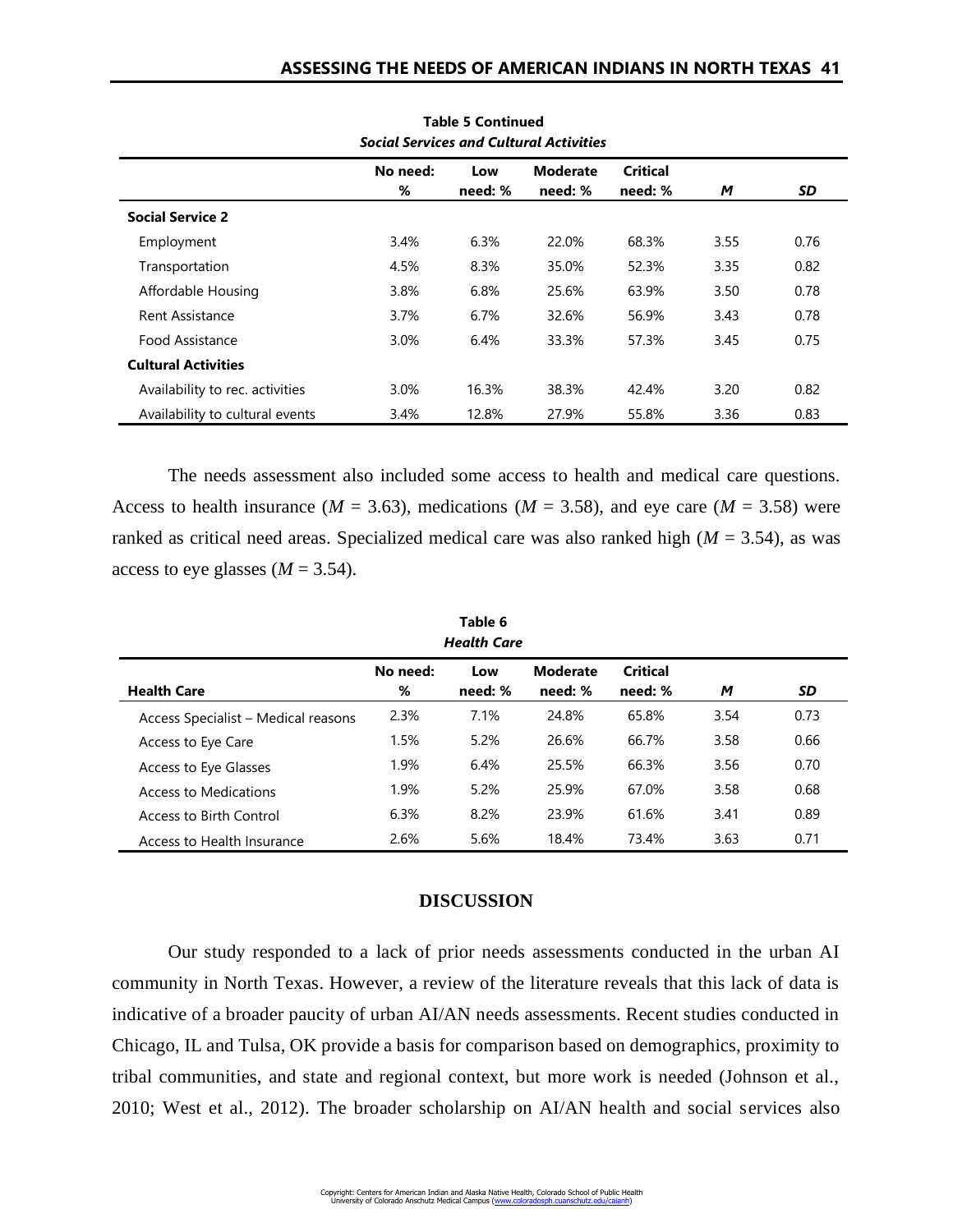**Table 5 Continued**
***Social Services and Cultural Activities***

| | No need: % | Low need: % | Moderate need: % | Critical need: % | *M* | *SD* |
|---|---|---|---|---|---|---|
| **Social Service 2** | | | | | | |
| Employment | 3.4% | 6.3% | 22.0% | 68.3% | 3.55 | 0.76 |
| Transportation | 4.5% | 8.3% | 35.0% | 52.3% | 3.35 | 0.82 |
| Affordable Housing | 3.8% | 6.8% | 25.6% | 63.9% | 3.50 | 0.78 |
| Rent Assistance | 3.7% | 6.7% | 32.6% | 56.9% | 3.43 | 0.78 |
| Food Assistance | 3.0% | 6.4% | 33.3% | 57.3% | 3.45 | 0.75 |
| **Cultural Activities** | | | | | | |
| Availability to rec. activities | 3.0% | 16.3% | 38.3% | 42.4% | 3.20 | 0.82 |
| Availability to cultural events | 3.4% | 12.8% | 27.9% | 55.8% | 3.36 | 0.83 |

The needs assessment also included some access to health and medical care questions. Access to health insurance ($M$ = 3.63), medications ($M$ = 3.58), and eye care ($M$ = 3.58) were ranked as critical need areas. Specialized medical care was also ranked high ($M$ = 3.54), as was access to eye glasses ($M$ = 3.54).

**Table 6**
***Health Care***

| **Health Care** | No need: % | Low need: % | Moderate need: % | Critical need: % | *M* | *SD* |
|---|---|---|---|---|---|---|
| Access Specialist – Medical reasons | 2.3% | 7.1% | 24.8% | 65.8% | 3.54 | 0.73 |
| Access to Eye Care | 1.5% | 5.2% | 26.6% | 66.7% | 3.58 | 0.66 |
| Access to Eye Glasses | 1.9% | 6.4% | 25.5% | 66.3% | 3.56 | 0.70 |
| Access to Medications | 1.9% | 5.2% | 25.9% | 67.0% | 3.58 | 0.68 |
| Access to Birth Control | 6.3% | 8.2% | 23.9% | 61.6% | 3.41 | 0.89 |
| Access to Health Insurance | 2.6% | 5.6% | 18.4% | 73.4% | 3.63 | 0.71 |

## DISCUSSION

Our study responded to a lack of prior needs assessments conducted in the urban AI community in North Texas. However, a review of the literature reveals that this lack of data is indicative of a broader paucity of urban AI/AN needs assessments. Recent studies conducted in Chicago, IL and Tulsa, OK provide a basis for comparison based on demographics, proximity to tribal communities, and state and regional context, but more work is needed (Johnson et al., 2010; West et al., 2012). The broader scholarship on AI/AN health and social services also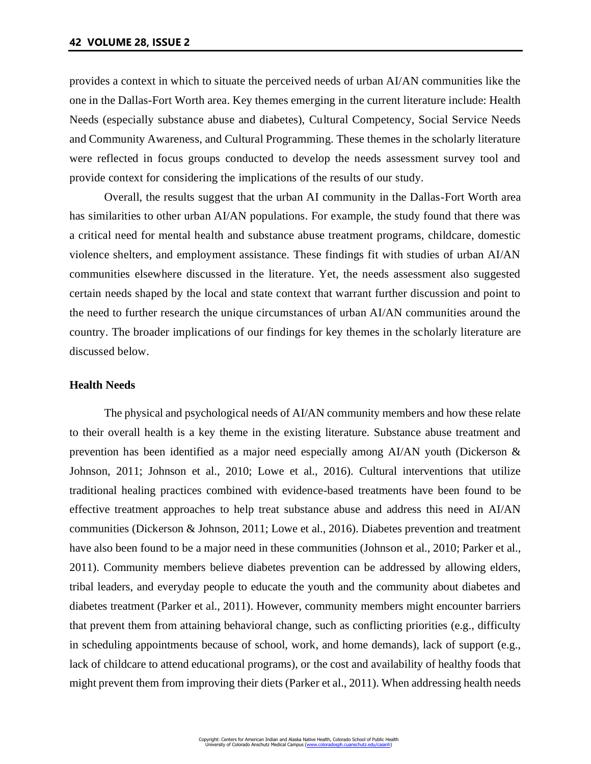provides a context in which to situate the perceived needs of urban AI/AN communities like the one in the Dallas-Fort Worth area. Key themes emerging in the current literature include: Health Needs (especially substance abuse and diabetes), Cultural Competency, Social Service Needs and Community Awareness, and Cultural Programming. These themes in the scholarly literature were reflected in focus groups conducted to develop the needs assessment survey tool and provide context for considering the implications of the results of our study.

Overall, the results suggest that the urban AI community in the Dallas-Fort Worth area has similarities to other urban AI/AN populations. For example, the study found that there was a critical need for mental health and substance abuse treatment programs, childcare, domestic violence shelters, and employment assistance. These findings fit with studies of urban AI/AN communities elsewhere discussed in the literature. Yet, the needs assessment also suggested certain needs shaped by the local and state context that warrant further discussion and point to the need to further research the unique circumstances of urban AI/AN communities around the country. The broader implications of our findings for key themes in the scholarly literature are discussed below.

**Health Needs**

The physical and psychological needs of AI/AN community members and how these relate to their overall health is a key theme in the existing literature. Substance abuse treatment and prevention has been identified as a major need especially among AI/AN youth (Dickerson & Johnson, 2011; Johnson et al., 2010; Lowe et al., 2016). Cultural interventions that utilize traditional healing practices combined with evidence-based treatments have been found to be effective treatment approaches to help treat substance abuse and address this need in AI/AN communities (Dickerson & Johnson, 2011; Lowe et al., 2016). Diabetes prevention and treatment have also been found to be a major need in these communities (Johnson et al., 2010; Parker et al., 2011). Community members believe diabetes prevention can be addressed by allowing elders, tribal leaders, and everyday people to educate the youth and the community about diabetes and diabetes treatment (Parker et al., 2011). However, community members might encounter barriers that prevent them from attaining behavioral change, such as conflicting priorities (e.g., difficulty in scheduling appointments because of school, work, and home demands), lack of support (e.g., lack of childcare to attend educational programs), or the cost and availability of healthy foods that might prevent them from improving their diets (Parker et al., 2011). When addressing health needs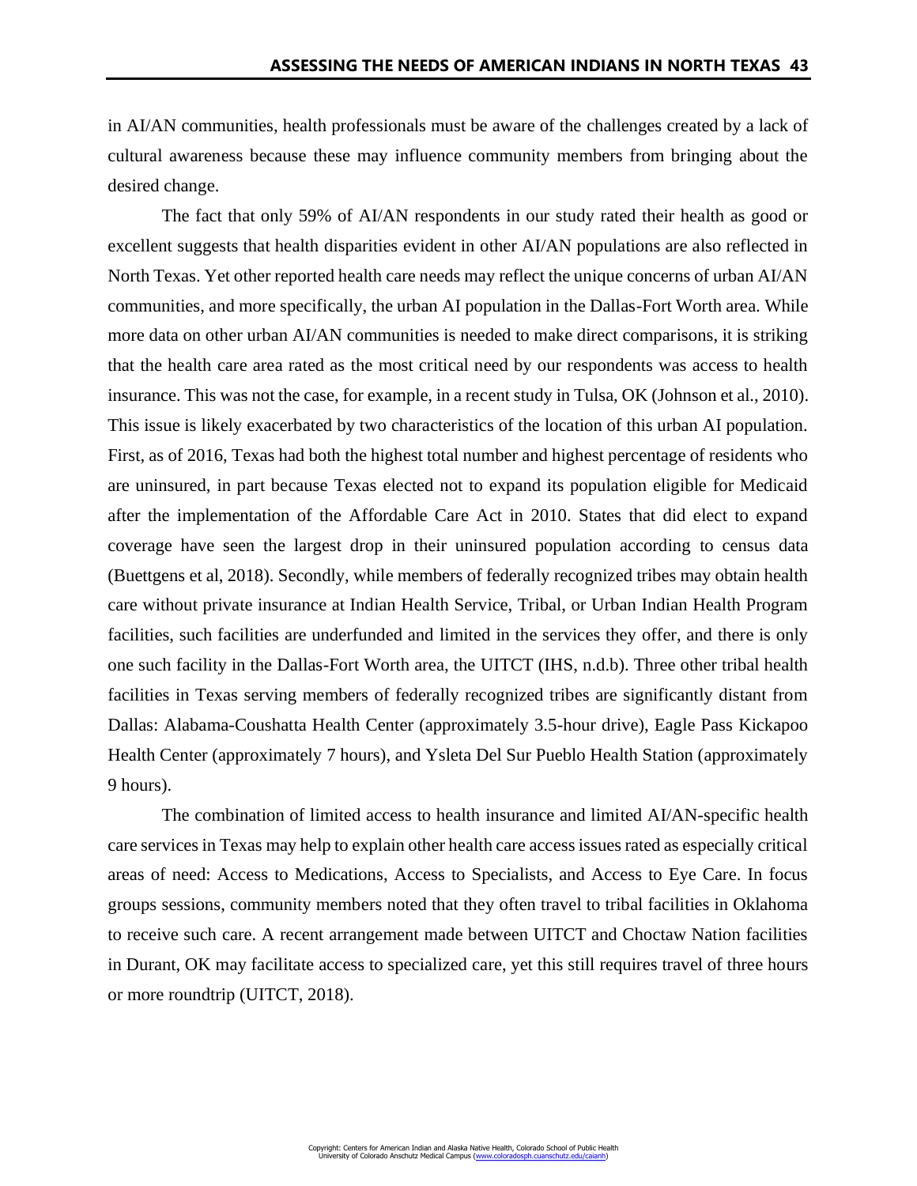in AI/AN communities, health professionals must be aware of the challenges created by a lack of cultural awareness because these may influence community members from bringing about the desired change.

The fact that only 59% of AI/AN respondents in our study rated their health as good or excellent suggests that health disparities evident in other AI/AN populations are also reflected in North Texas. Yet other reported health care needs may reflect the unique concerns of urban AI/AN communities, and more specifically, the urban AI population in the Dallas-Fort Worth area. While more data on other urban AI/AN communities is needed to make direct comparisons, it is striking that the health care area rated as the most critical need by our respondents was access to health insurance. This was not the case, for example, in a recent study in Tulsa, OK (Johnson et al., 2010). This issue is likely exacerbated by two characteristics of the location of this urban AI population. First, as of 2016, Texas had both the highest total number and highest percentage of residents who are uninsured, in part because Texas elected not to expand its population eligible for Medicaid after the implementation of the Affordable Care Act in 2010. States that did elect to expand coverage have seen the largest drop in their uninsured population according to census data (Buettgens et al, 2018). Secondly, while members of federally recognized tribes may obtain health care without private insurance at Indian Health Service, Tribal, or Urban Indian Health Program facilities, such facilities are underfunded and limited in the services they offer, and there is only one such facility in the Dallas-Fort Worth area, the UITCT (IHS, n.d.b). Three other tribal health facilities in Texas serving members of federally recognized tribes are significantly distant from Dallas: Alabama-Coushatta Health Center (approximately 3.5-hour drive), Eagle Pass Kickapoo Health Center (approximately 7 hours), and Ysleta Del Sur Pueblo Health Station (approximately 9 hours).

The combination of limited access to health insurance and limited AI/AN-specific health care services in Texas may help to explain other health care access issues rated as especially critical areas of need: Access to Medications, Access to Specialists, and Access to Eye Care. In focus groups sessions, community members noted that they often travel to tribal facilities in Oklahoma to receive such care. A recent arrangement made between UITCT and Choctaw Nation facilities in Durant, OK may facilitate access to specialized care, yet this still requires travel of three hours or more roundtrip (UITCT, 2018).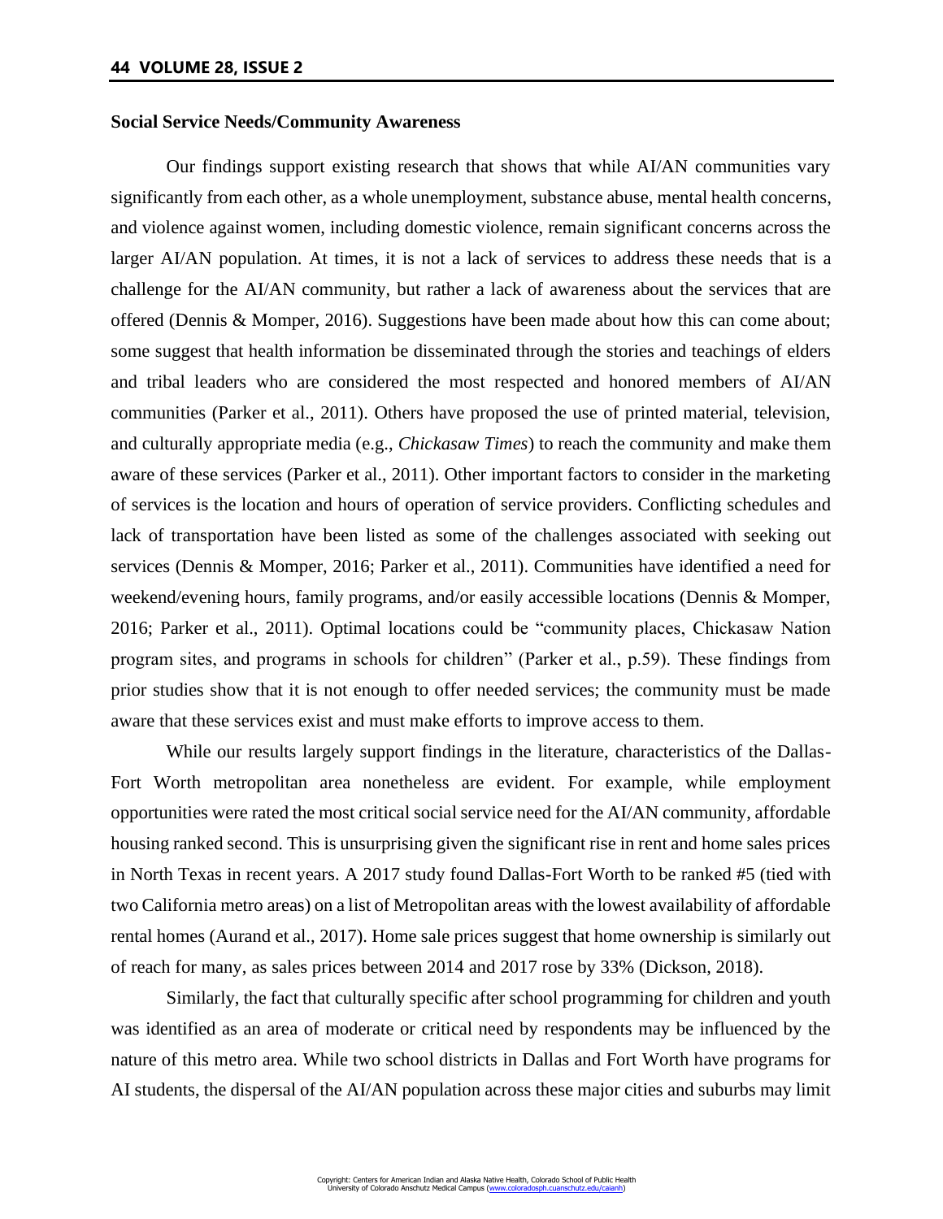**Social Service Needs/Community Awareness**

Our findings support existing research that shows that while AI/AN communities vary significantly from each other, as a whole unemployment, substance abuse, mental health concerns, and violence against women, including domestic violence, remain significant concerns across the larger AI/AN population. At times, it is not a lack of services to address these needs that is a challenge for the AI/AN community, but rather a lack of awareness about the services that are offered (Dennis & Momper, 2016). Suggestions have been made about how this can come about; some suggest that health information be disseminated through the stories and teachings of elders and tribal leaders who are considered the most respected and honored members of AI/AN communities (Parker et al., 2011). Others have proposed the use of printed material, television, and culturally appropriate media (e.g., *Chickasaw Times*) to reach the community and make them aware of these services (Parker et al., 2011). Other important factors to consider in the marketing of services is the location and hours of operation of service providers. Conflicting schedules and lack of transportation have been listed as some of the challenges associated with seeking out services (Dennis & Momper, 2016; Parker et al., 2011). Communities have identified a need for weekend/evening hours, family programs, and/or easily accessible locations (Dennis & Momper, 2016; Parker et al., 2011). Optimal locations could be "community places, Chickasaw Nation program sites, and programs in schools for children" (Parker et al., p.59). These findings from prior studies show that it is not enough to offer needed services; the community must be made aware that these services exist and must make efforts to improve access to them.

While our results largely support findings in the literature, characteristics of the Dallas-Fort Worth metropolitan area nonetheless are evident. For example, while employment opportunities were rated the most critical social service need for the AI/AN community, affordable housing ranked second. This is unsurprising given the significant rise in rent and home sales prices in North Texas in recent years. A 2017 study found Dallas-Fort Worth to be ranked #5 (tied with two California metro areas) on a list of Metropolitan areas with the lowest availability of affordable rental homes (Aurand et al., 2017). Home sale prices suggest that home ownership is similarly out of reach for many, as sales prices between 2014 and 2017 rose by 33% (Dickson, 2018).

Similarly, the fact that culturally specific after school programming for children and youth was identified as an area of moderate or critical need by respondents may be influenced by the nature of this metro area. While two school districts in Dallas and Fort Worth have programs for AI students, the dispersal of the AI/AN population across these major cities and suburbs may limit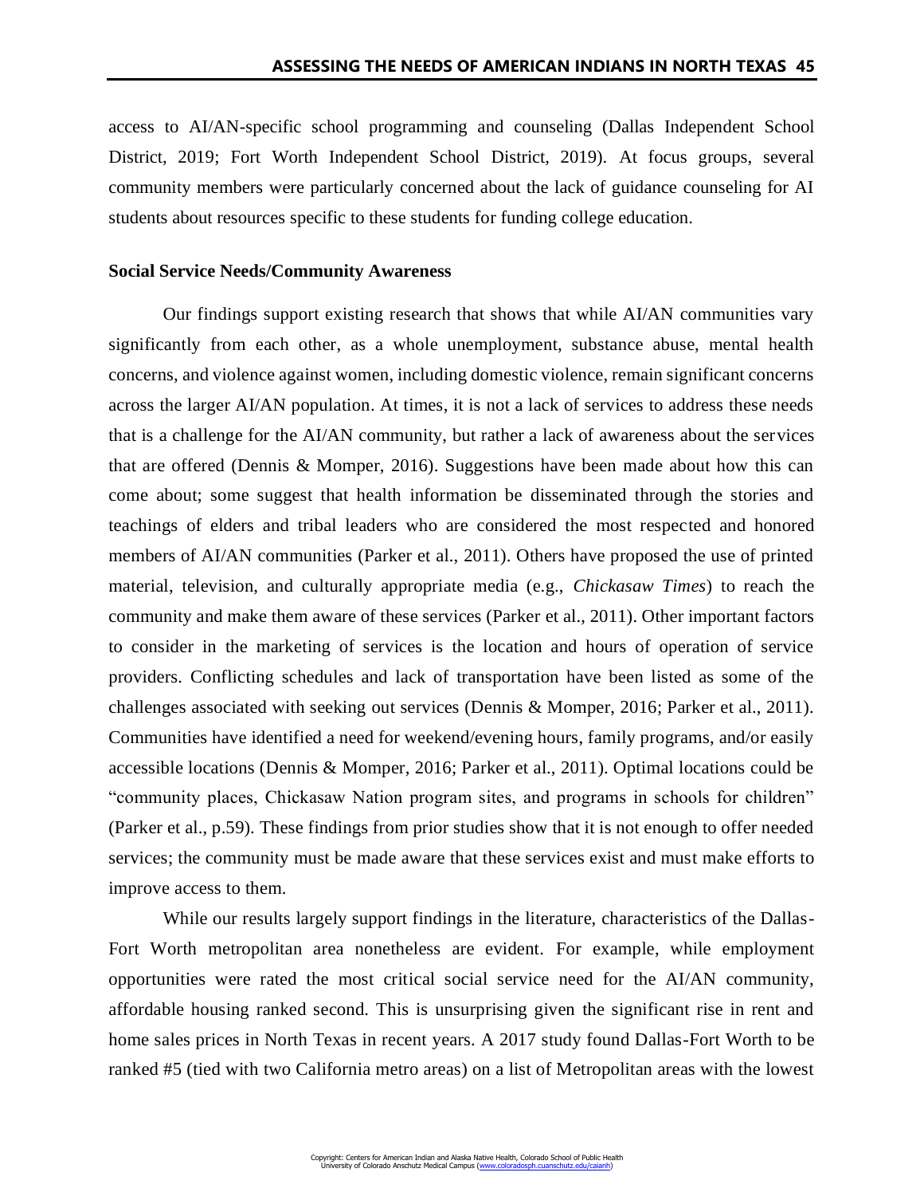access to AI/AN-specific school programming and counseling (Dallas Independent School District, 2019; Fort Worth Independent School District, 2019). At focus groups, several community members were particularly concerned about the lack of guidance counseling for AI students about resources specific to these students for funding college education.

**Social Service Needs/Community Awareness**

Our findings support existing research that shows that while AI/AN communities vary significantly from each other, as a whole unemployment, substance abuse, mental health concerns, and violence against women, including domestic violence, remain significant concerns across the larger AI/AN population. At times, it is not a lack of services to address these needs that is a challenge for the AI/AN community, but rather a lack of awareness about the services that are offered (Dennis & Momper, 2016). Suggestions have been made about how this can come about; some suggest that health information be disseminated through the stories and teachings of elders and tribal leaders who are considered the most respected and honored members of AI/AN communities (Parker et al., 2011). Others have proposed the use of printed material, television, and culturally appropriate media (e.g., *Chickasaw Times*) to reach the community and make them aware of these services (Parker et al., 2011). Other important factors to consider in the marketing of services is the location and hours of operation of service providers. Conflicting schedules and lack of transportation have been listed as some of the challenges associated with seeking out services (Dennis & Momper, 2016; Parker et al., 2011). Communities have identified a need for weekend/evening hours, family programs, and/or easily accessible locations (Dennis & Momper, 2016; Parker et al., 2011). Optimal locations could be "community places, Chickasaw Nation program sites, and programs in schools for children" (Parker et al., p.59). These findings from prior studies show that it is not enough to offer needed services; the community must be made aware that these services exist and must make efforts to improve access to them.

While our results largely support findings in the literature, characteristics of the Dallas-Fort Worth metropolitan area nonetheless are evident. For example, while employment opportunities were rated the most critical social service need for the AI/AN community, affordable housing ranked second. This is unsurprising given the significant rise in rent and home sales prices in North Texas in recent years. A 2017 study found Dallas-Fort Worth to be ranked #5 (tied with two California metro areas) on a list of Metropolitan areas with the lowest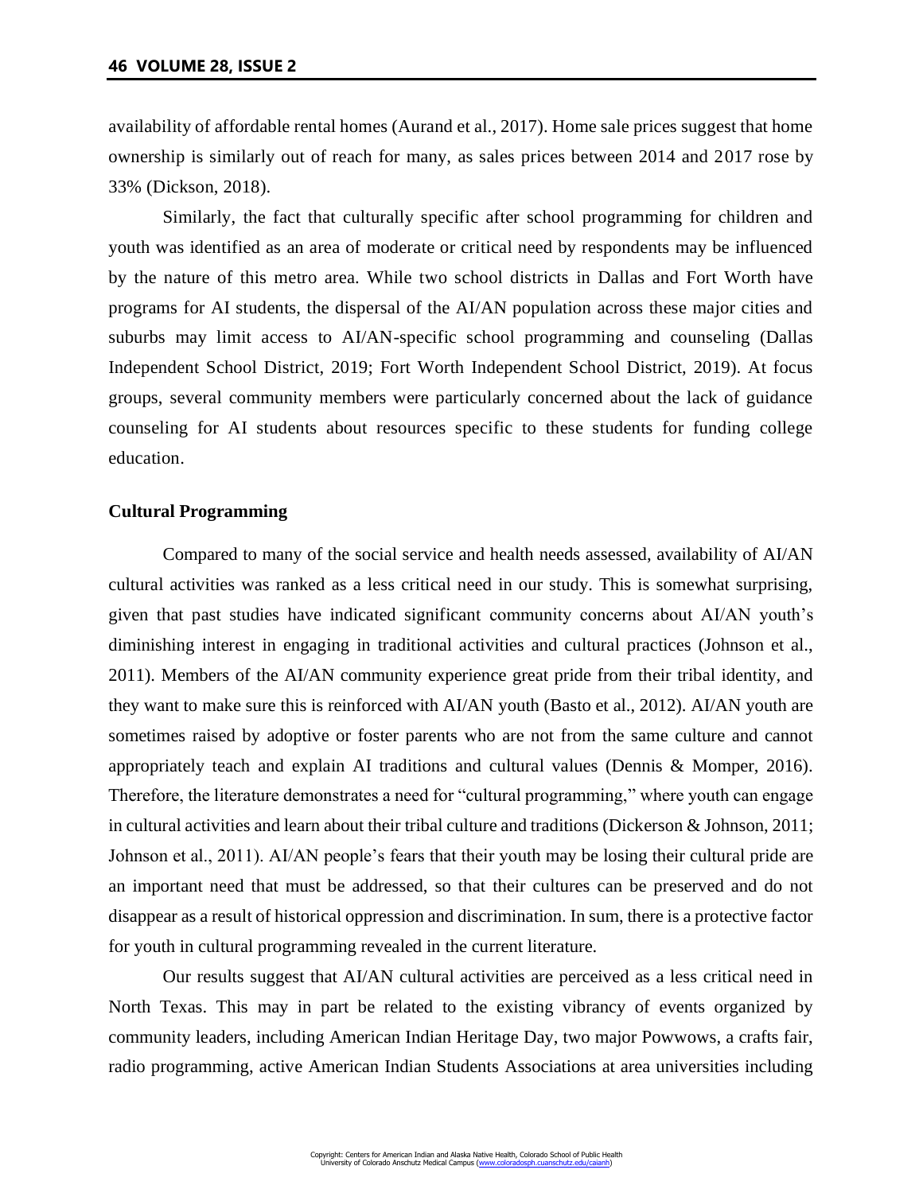availability of affordable rental homes (Aurand et al., 2017). Home sale prices suggest that home ownership is similarly out of reach for many, as sales prices between 2014 and 2017 rose by 33% (Dickson, 2018).

Similarly, the fact that culturally specific after school programming for children and youth was identified as an area of moderate or critical need by respondents may be influenced by the nature of this metro area. While two school districts in Dallas and Fort Worth have programs for AI students, the dispersal of the AI/AN population across these major cities and suburbs may limit access to AI/AN-specific school programming and counseling (Dallas Independent School District, 2019; Fort Worth Independent School District, 2019). At focus groups, several community members were particularly concerned about the lack of guidance counseling for AI students about resources specific to these students for funding college education.

**Cultural Programming**

Compared to many of the social service and health needs assessed, availability of AI/AN cultural activities was ranked as a less critical need in our study. This is somewhat surprising, given that past studies have indicated significant community concerns about AI/AN youth's diminishing interest in engaging in traditional activities and cultural practices (Johnson et al., 2011). Members of the AI/AN community experience great pride from their tribal identity, and they want to make sure this is reinforced with AI/AN youth (Basto et al., 2012). AI/AN youth are sometimes raised by adoptive or foster parents who are not from the same culture and cannot appropriately teach and explain AI traditions and cultural values (Dennis & Momper, 2016). Therefore, the literature demonstrates a need for "cultural programming," where youth can engage in cultural activities and learn about their tribal culture and traditions (Dickerson & Johnson, 2011; Johnson et al., 2011). AI/AN people's fears that their youth may be losing their cultural pride are an important need that must be addressed, so that their cultures can be preserved and do not disappear as a result of historical oppression and discrimination. In sum, there is a protective factor for youth in cultural programming revealed in the current literature.

Our results suggest that AI/AN cultural activities are perceived as a less critical need in North Texas. This may in part be related to the existing vibrancy of events organized by community leaders, including American Indian Heritage Day, two major Powwows, a crafts fair, radio programming, active American Indian Students Associations at area universities including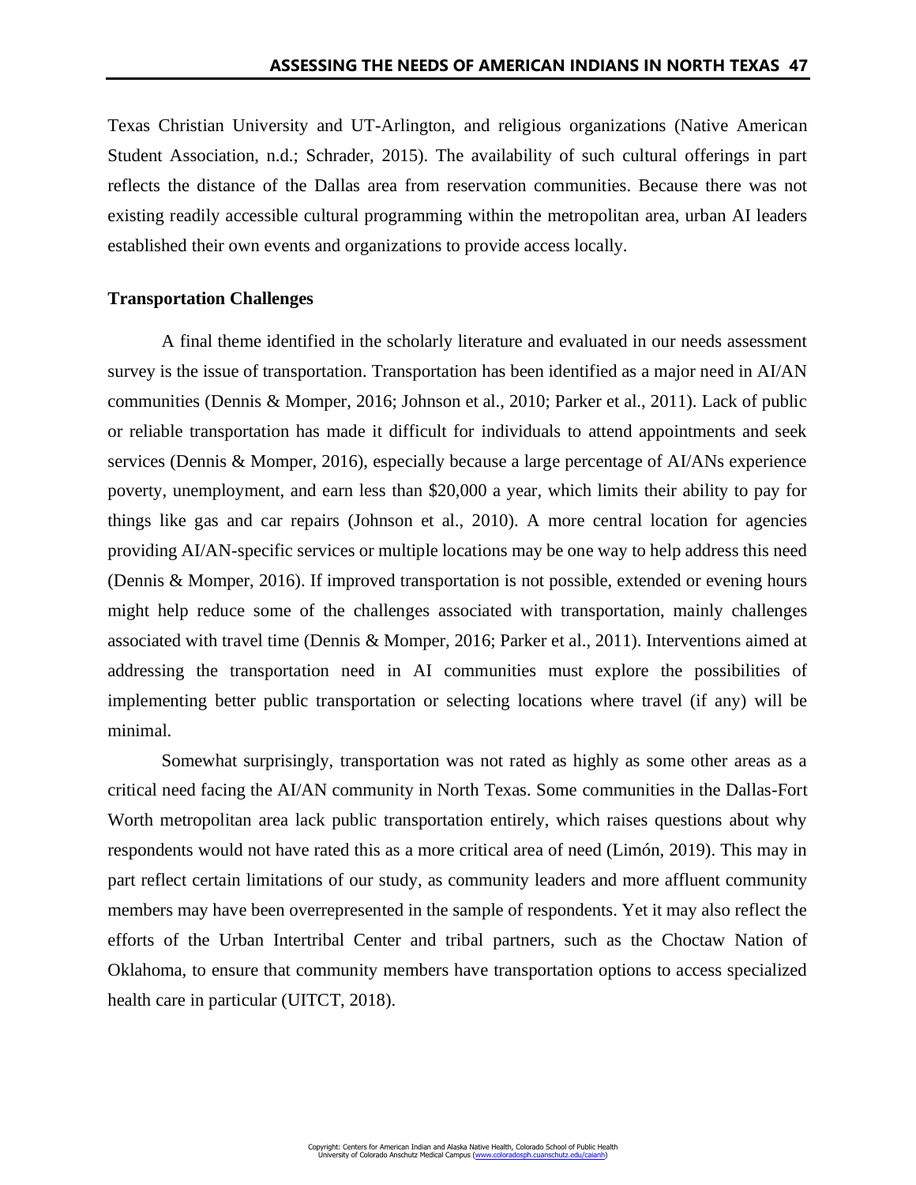Texas Christian University and UT-Arlington, and religious organizations (Native American Student Association, n.d.; Schrader, 2015). The availability of such cultural offerings in part reflects the distance of the Dallas area from reservation communities. Because there was not existing readily accessible cultural programming within the metropolitan area, urban AI leaders established their own events and organizations to provide access locally.

### Transportation Challenges

A final theme identified in the scholarly literature and evaluated in our needs assessment survey is the issue of transportation. Transportation has been identified as a major need in AI/AN communities (Dennis & Momper, 2016; Johnson et al., 2010; Parker et al., 2011). Lack of public or reliable transportation has made it difficult for individuals to attend appointments and seek services (Dennis & Momper, 2016), especially because a large percentage of AI/ANs experience poverty, unemployment, and earn less than $20,000 a year, which limits their ability to pay for things like gas and car repairs (Johnson et al., 2010). A more central location for agencies providing AI/AN-specific services or multiple locations may be one way to help address this need (Dennis & Momper, 2016). If improved transportation is not possible, extended or evening hours might help reduce some of the challenges associated with transportation, mainly challenges associated with travel time (Dennis & Momper, 2016; Parker et al., 2011). Interventions aimed at addressing the transportation need in AI communities must explore the possibilities of implementing better public transportation or selecting locations where travel (if any) will be minimal.

Somewhat surprisingly, transportation was not rated as highly as some other areas as a critical need facing the AI/AN community in North Texas. Some communities in the Dallas-Fort Worth metropolitan area lack public transportation entirely, which raises questions about why respondents would not have rated this as a more critical area of need (Limón, 2019). This may in part reflect certain limitations of our study, as community leaders and more affluent community members may have been overrepresented in the sample of respondents. Yet it may also reflect the efforts of the Urban Intertribal Center and tribal partners, such as the Choctaw Nation of Oklahoma, to ensure that community members have transportation options to access specialized health care in particular (UITCT, 2018).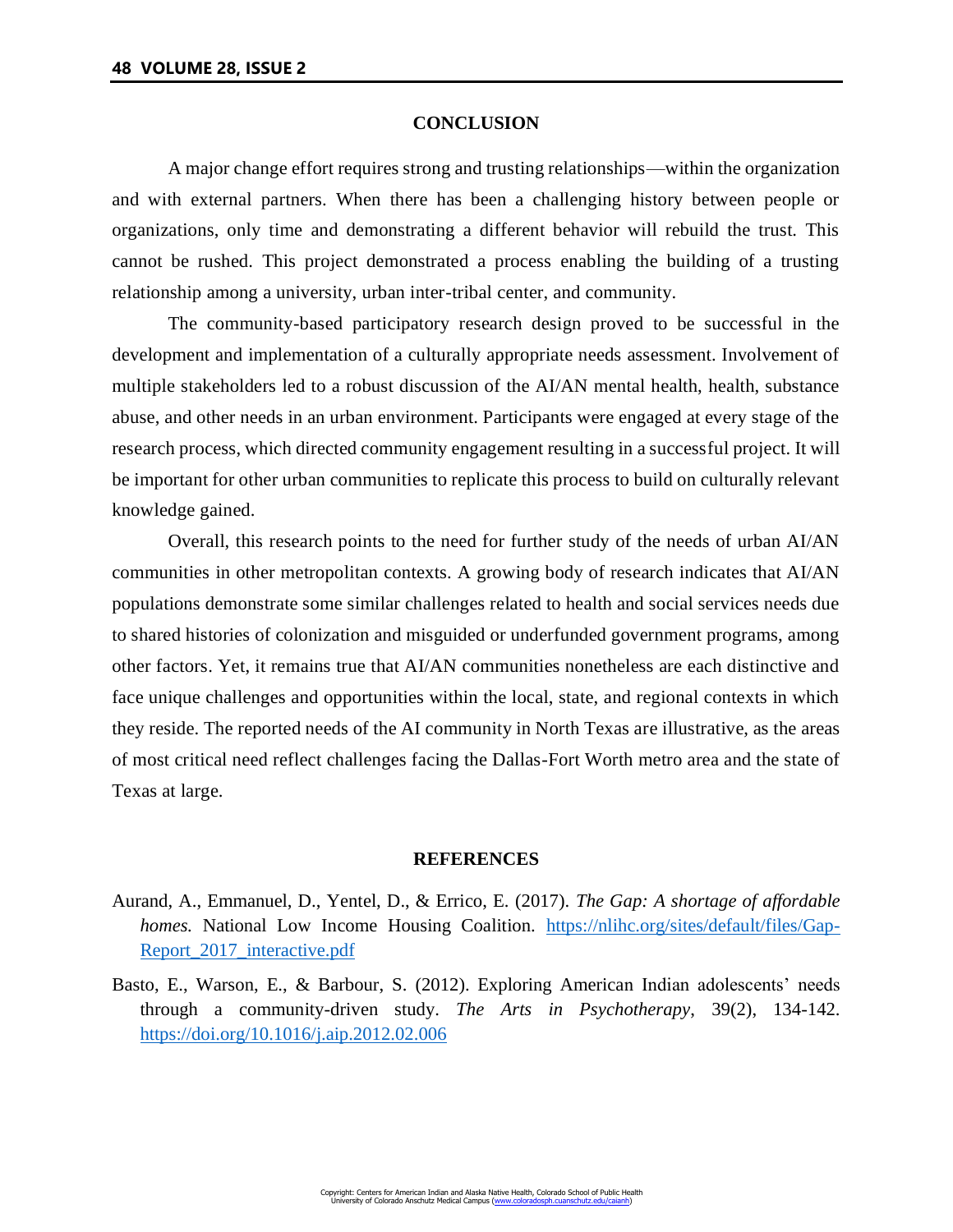## CONCLUSION

A major change effort requires strong and trusting relationships—within the organization and with external partners. When there has been a challenging history between people or organizations, only time and demonstrating a different behavior will rebuild the trust. This cannot be rushed. This project demonstrated a process enabling the building of a trusting relationship among a university, urban inter-tribal center, and community.

The community-based participatory research design proved to be successful in the development and implementation of a culturally appropriate needs assessment. Involvement of multiple stakeholders led to a robust discussion of the AI/AN mental health, health, substance abuse, and other needs in an urban environment. Participants were engaged at every stage of the research process, which directed community engagement resulting in a successful project. It will be important for other urban communities to replicate this process to build on culturally relevant knowledge gained.

Overall, this research points to the need for further study of the needs of urban AI/AN communities in other metropolitan contexts. A growing body of research indicates that AI/AN populations demonstrate some similar challenges related to health and social services needs due to shared histories of colonization and misguided or underfunded government programs, among other factors. Yet, it remains true that AI/AN communities nonetheless are each distinctive and face unique challenges and opportunities within the local, state, and regional contexts in which they reside. The reported needs of the AI community in North Texas are illustrative, as the areas of most critical need reflect challenges facing the Dallas-Fort Worth metro area and the state of Texas at large.

## REFERENCES

Aurand, A., Emmanuel, D., Yentel, D., & Errico, E. (2017). *The Gap: A shortage of affordable homes.* National Low Income Housing Coalition. https://nlihc.org/sites/default/files/Gap-Report_2017_interactive.pdf

Basto, E., Warson, E., & Barbour, S. (2012). Exploring American Indian adolescents' needs through a community-driven study. *The Arts in Psychotherapy*, 39(2), 134-142. https://doi.org/10.1016/j.aip.2012.02.006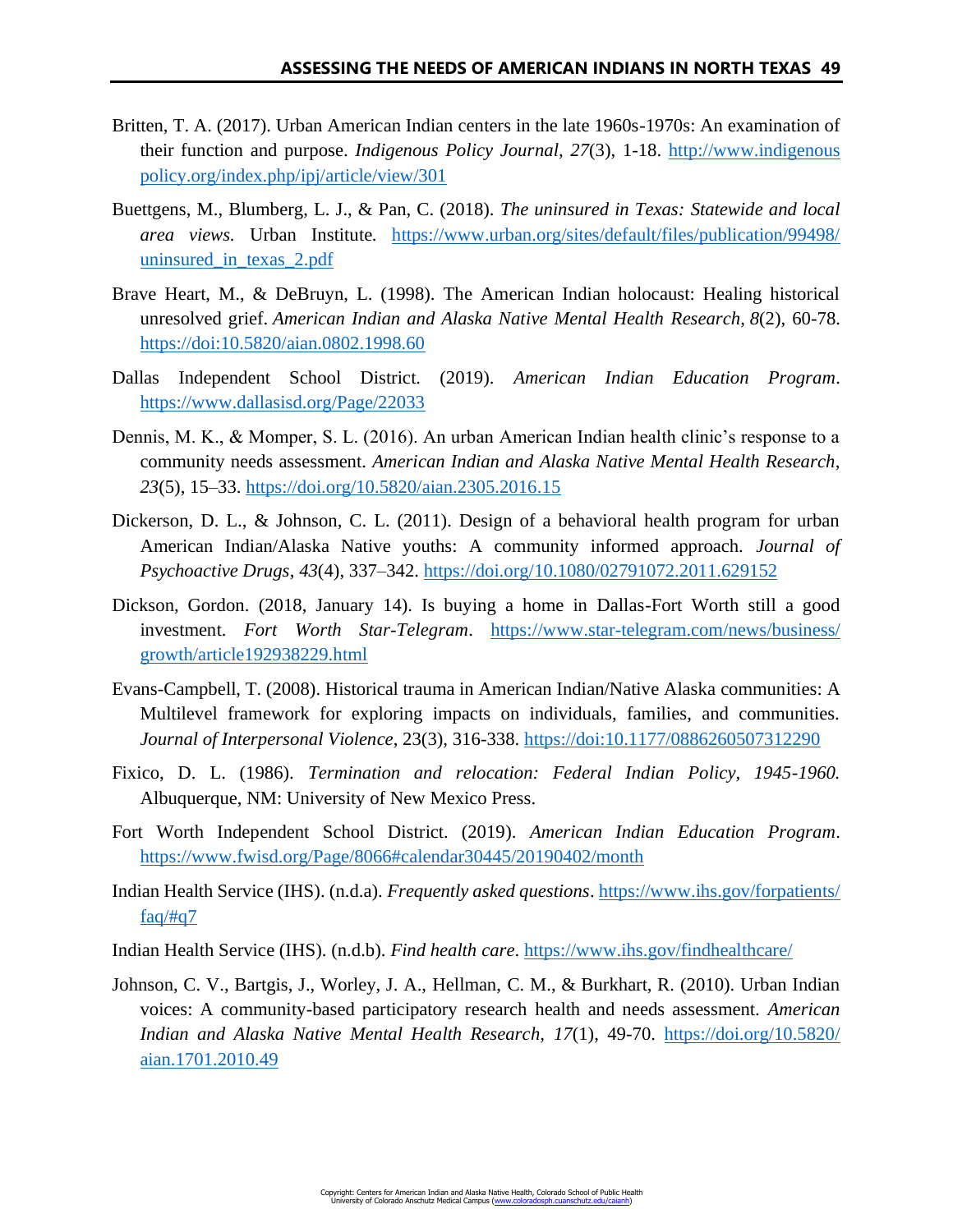Britten, T. A. (2017). Urban American Indian centers in the late 1960s-1970s: An examination of their function and purpose. *Indigenous Policy Journal*, *27*(3), 1-18. http://www.indigenouspolicy.org/index.php/ipj/article/view/301

Buettgens, M., Blumberg, L. J., & Pan, C. (2018). *The uninsured in Texas: Statewide and local area views*. Urban Institute. https://www.urban.org/sites/default/files/publication/99498/uninsured_in_texas_2.pdf

Brave Heart, M., & DeBruyn, L. (1998). The American Indian holocaust: Healing historical unresolved grief. *American Indian and Alaska Native Mental Health Research*, *8*(2), 60-78. https://doi:10.5820/aian.0802.1998.60

Dallas Independent School District. (2019). *American Indian Education Program*. https://www.dallasisd.org/Page/22033

Dennis, M. K., & Momper, S. L. (2016). An urban American Indian health clinic's response to a community needs assessment. *American Indian and Alaska Native Mental Health Research*, *23*(5), 15–33. https://doi.org/10.5820/aian.2305.2016.15

Dickerson, D. L., & Johnson, C. L. (2011). Design of a behavioral health program for urban American Indian/Alaska Native youths: A community informed approach. *Journal of Psychoactive Drugs*, *43*(4), 337–342. https://doi.org/10.1080/02791072.2011.629152

Dickson, Gordon. (2018, January 14). Is buying a home in Dallas-Fort Worth still a good investment. *Fort Worth Star-Telegram*. https://www.star-telegram.com/news/business/growth/article192938229.html

Evans-Campbell, T. (2008). Historical trauma in American Indian/Native Alaska communities: A Multilevel framework for exploring impacts on individuals, families, and communities. *Journal of Interpersonal Violence*, 23(3), 316-338. https://doi:10.1177/0886260507312290

Fixico, D. L. (1986). *Termination and relocation: Federal Indian Policy, 1945-1960.* Albuquerque, NM: University of New Mexico Press.

Fort Worth Independent School District. (2019). *American Indian Education Program*. https://www.fwisd.org/Page/8066#calendar30445/20190402/month

Indian Health Service (IHS). (n.d.a). *Frequently asked questions*. https://www.ihs.gov/forpatients/faq/#q7

Indian Health Service (IHS). (n.d.b). *Find health care*. https://www.ihs.gov/findhealthcare/

Johnson, C. V., Bartgis, J., Worley, J. A., Hellman, C. M., & Burkhart, R. (2010). Urban Indian voices: A community-based participatory research health and needs assessment. *American Indian and Alaska Native Mental Health Research, 17*(1), 49-70. https://doi.org/10.5820/aian.1701.2010.49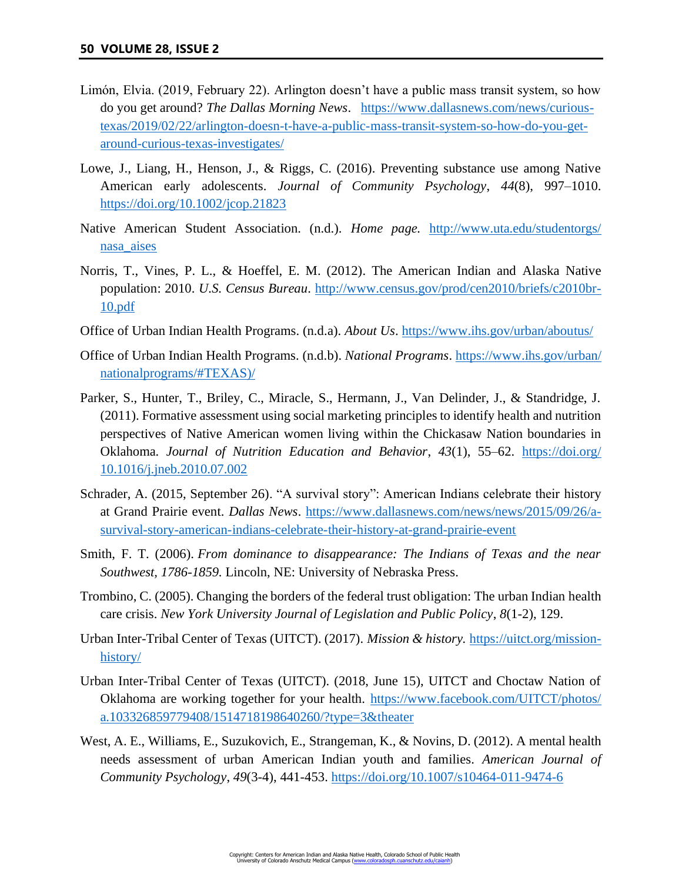Limón, Elvia. (2019, February 22). Arlington doesn't have a public mass transit system, so how do you get around? *The Dallas Morning News*. https://www.dallasnews.com/news/curious-texas/2019/02/22/arlington-doesn-t-have-a-public-mass-transit-system-so-how-do-you-get-around-curious-texas-investigates/

Lowe, J., Liang, H., Henson, J., & Riggs, C. (2016). Preventing substance use among Native American early adolescents. *Journal of Community Psychology*, *44*(8), 997–1010. https://doi.org/10.1002/jcop.21823

Native American Student Association. (n.d.). *Home page.* http://www.uta.edu/studentorgs/nasa_aises

Norris, T., Vines, P. L., & Hoeffel, E. M. (2012). The American Indian and Alaska Native population: 2010. *U.S. Census Bureau*. http://www.census.gov/prod/cen2010/briefs/c2010br-10.pdf

Office of Urban Indian Health Programs. (n.d.a). *About Us*. https://www.ihs.gov/urban/aboutus/

Office of Urban Indian Health Programs. (n.d.b). *National Programs*. https://www.ihs.gov/urban/nationalprograms/#TEXAS)/

Parker, S., Hunter, T., Briley, C., Miracle, S., Hermann, J., Van Delinder, J., & Standridge, J. (2011). Formative assessment using social marketing principles to identify health and nutrition perspectives of Native American women living within the Chickasaw Nation boundaries in Oklahoma. *Journal of Nutrition Education and Behavior*, *43*(1), 55–62. https://doi.org/10.1016/j.jneb.2010.07.002

Schrader, A. (2015, September 26). "A survival story": American Indians celebrate their history at Grand Prairie event. *Dallas News*. https://www.dallasnews.com/news/news/2015/09/26/a-survival-story-american-indians-celebrate-their-history-at-grand-prairie-event

Smith, F. T. (2006). *From dominance to disappearance: The Indians of Texas and the near Southwest, 1786-1859*. Lincoln, NE: University of Nebraska Press.

Trombino, C. (2005). Changing the borders of the federal trust obligation: The urban Indian health care crisis. *New York University Journal of Legislation and Public Policy*, *8*(1-2), 129.

Urban Inter-Tribal Center of Texas (UITCT). (2017). *Mission & history.* https://uitct.org/mission-history/

Urban Inter-Tribal Center of Texas (UITCT). (2018, June 15), UITCT and Choctaw Nation of Oklahoma are working together for your health. https://www.facebook.com/UITCT/photos/a.103326859779408/1514718198640260/?type=3&theater

West, A. E., Williams, E., Suzukovich, E., Strangeman, K., & Novins, D. (2012). A mental health needs assessment of urban American Indian youth and families. *American Journal of Community Psychology*, *49*(3-4), 441-453. https://doi.org/10.1007/s10464-011-9474-6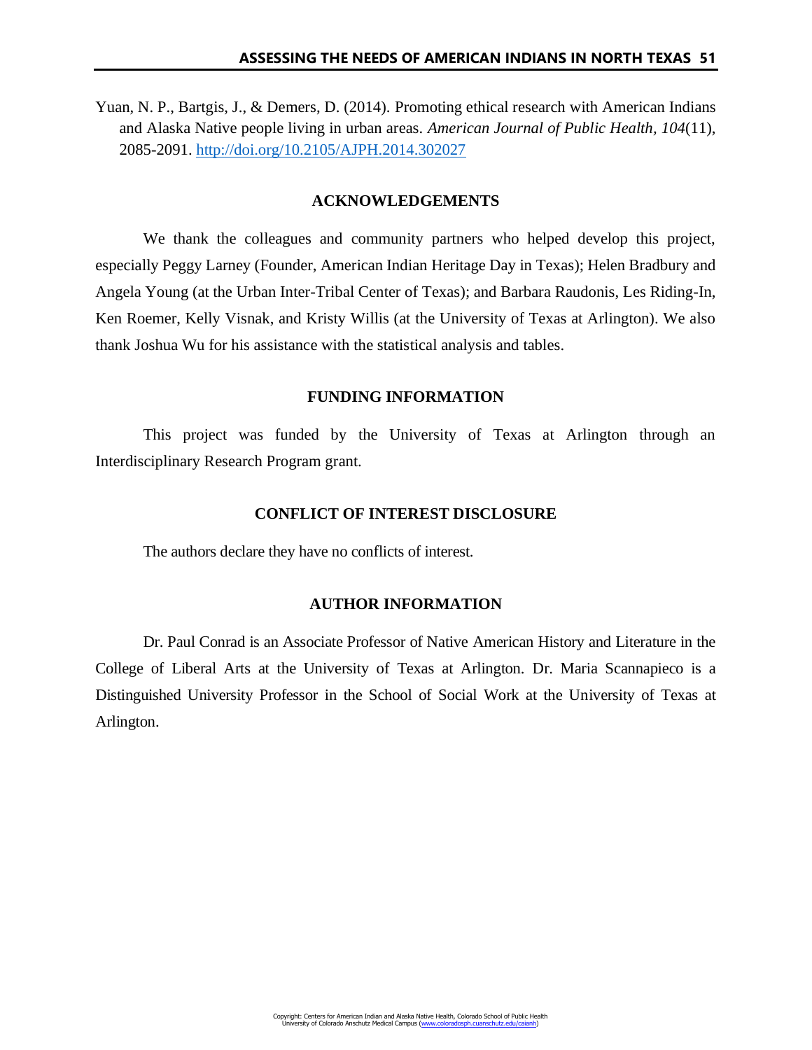Yuan, N. P., Bartgis, J., & Demers, D. (2014). Promoting ethical research with American Indians and Alaska Native people living in urban areas. *American Journal of Public Health*, *104*(11), 2085-2091. http://doi.org/10.2105/AJPH.2014.302027

## ACKNOWLEDGEMENTS

We thank the colleagues and community partners who helped develop this project, especially Peggy Larney (Founder, American Indian Heritage Day in Texas); Helen Bradbury and Angela Young (at the Urban Inter-Tribal Center of Texas); and Barbara Raudonis, Les Riding-In, Ken Roemer, Kelly Visnak, and Kristy Willis (at the University of Texas at Arlington). We also thank Joshua Wu for his assistance with the statistical analysis and tables.

## FUNDING INFORMATION

This project was funded by the University of Texas at Arlington through an Interdisciplinary Research Program grant.

## CONFLICT OF INTEREST DISCLOSURE

The authors declare they have no conflicts of interest.

## AUTHOR INFORMATION

Dr. Paul Conrad is an Associate Professor of Native American History and Literature in the College of Liberal Arts at the University of Texas at Arlington. Dr. Maria Scannapieco is a Distinguished University Professor in the School of Social Work at the University of Texas at Arlington.